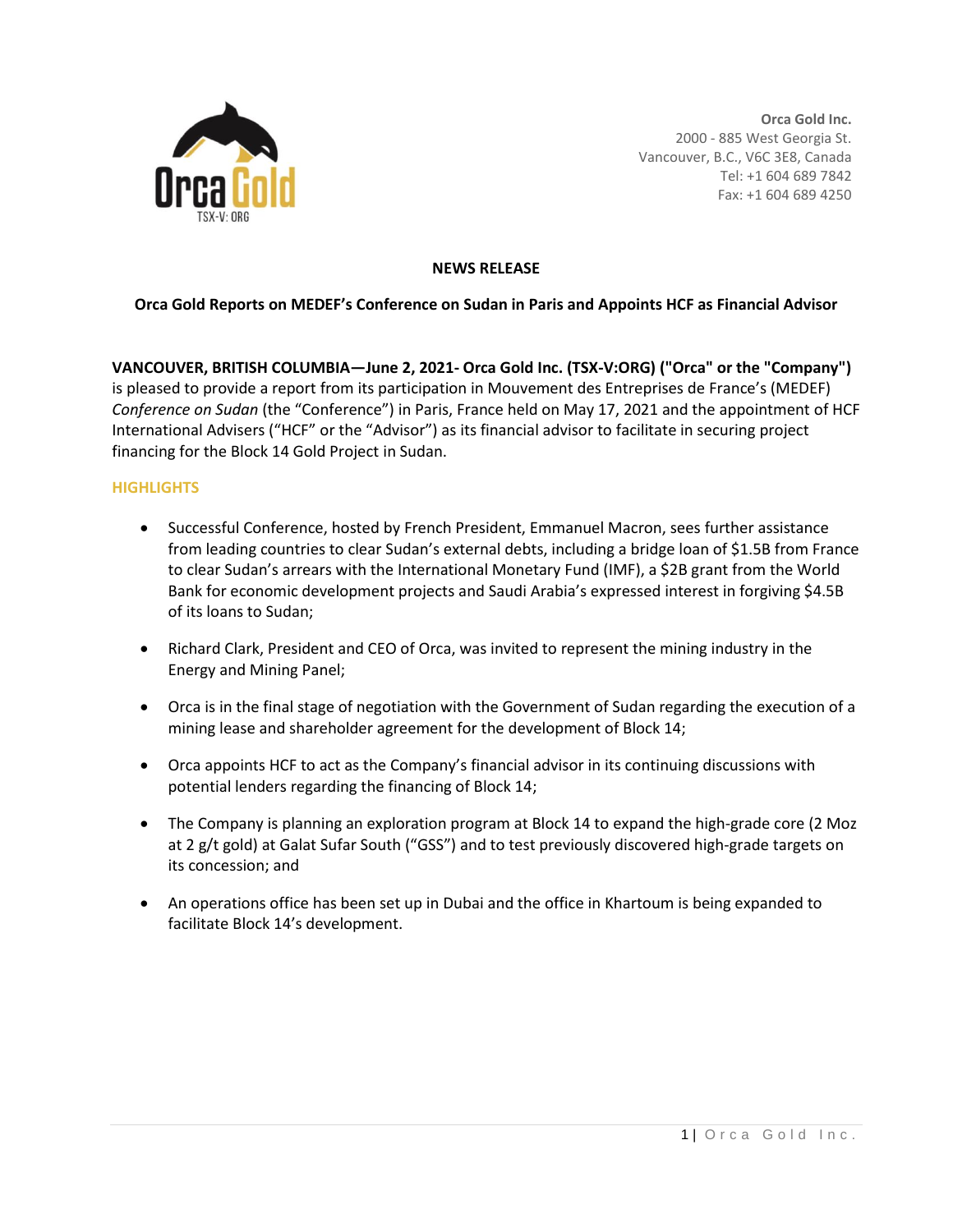**Orca Gold Inc.**
2000 - 885 West Georgia St.
Vancouver, B.C., V6C 3E8, Canada
Tel: +1 604 689 7842
Fax: +1 604 689 4250

**NEWS RELEASE**

**Orca Gold Reports on MEDEF's Conference on Sudan in Paris and Appoints HCF as Financial Advisor**

**VANCOUVER, BRITISH COLUMBIA—June 2, 2021- Orca Gold Inc. (TSX-V:ORG) ("Orca" or the "Company")** is pleased to provide a report from its participation in Mouvement des Entreprises de France's (MEDEF) *Conference on Sudan* (the "Conference") in Paris, France held on May 17, 2021 and the appointment of HCF International Advisers ("HCF" or the "Advisor") as its financial advisor to facilitate in securing project financing for the Block 14 Gold Project in Sudan.

## HIGHLIGHTS

- Successful Conference, hosted by French President, Emmanuel Macron, sees further assistance from leading countries to clear Sudan's external debts, including a bridge loan of $1.5B from France to clear Sudan's arrears with the International Monetary Fund (IMF), a $2B grant from the World Bank for economic development projects and Saudi Arabia's expressed interest in forgiving $4.5B of its loans to Sudan;

- Richard Clark, President and CEO of Orca, was invited to represent the mining industry in the Energy and Mining Panel;

- Orca is in the final stage of negotiation with the Government of Sudan regarding the execution of a mining lease and shareholder agreement for the development of Block 14;

- Orca appoints HCF to act as the Company's financial advisor in its continuing discussions with potential lenders regarding the financing of Block 14;

- The Company is planning an exploration program at Block 14 to expand the high-grade core (2 Moz at 2 g/t gold) at Galat Sufar South ("GSS") and to test previously discovered high-grade targets on its concession; and

- An operations office has been set up in Dubai and the office in Khartoum is being expanded to facilitate Block 14's development.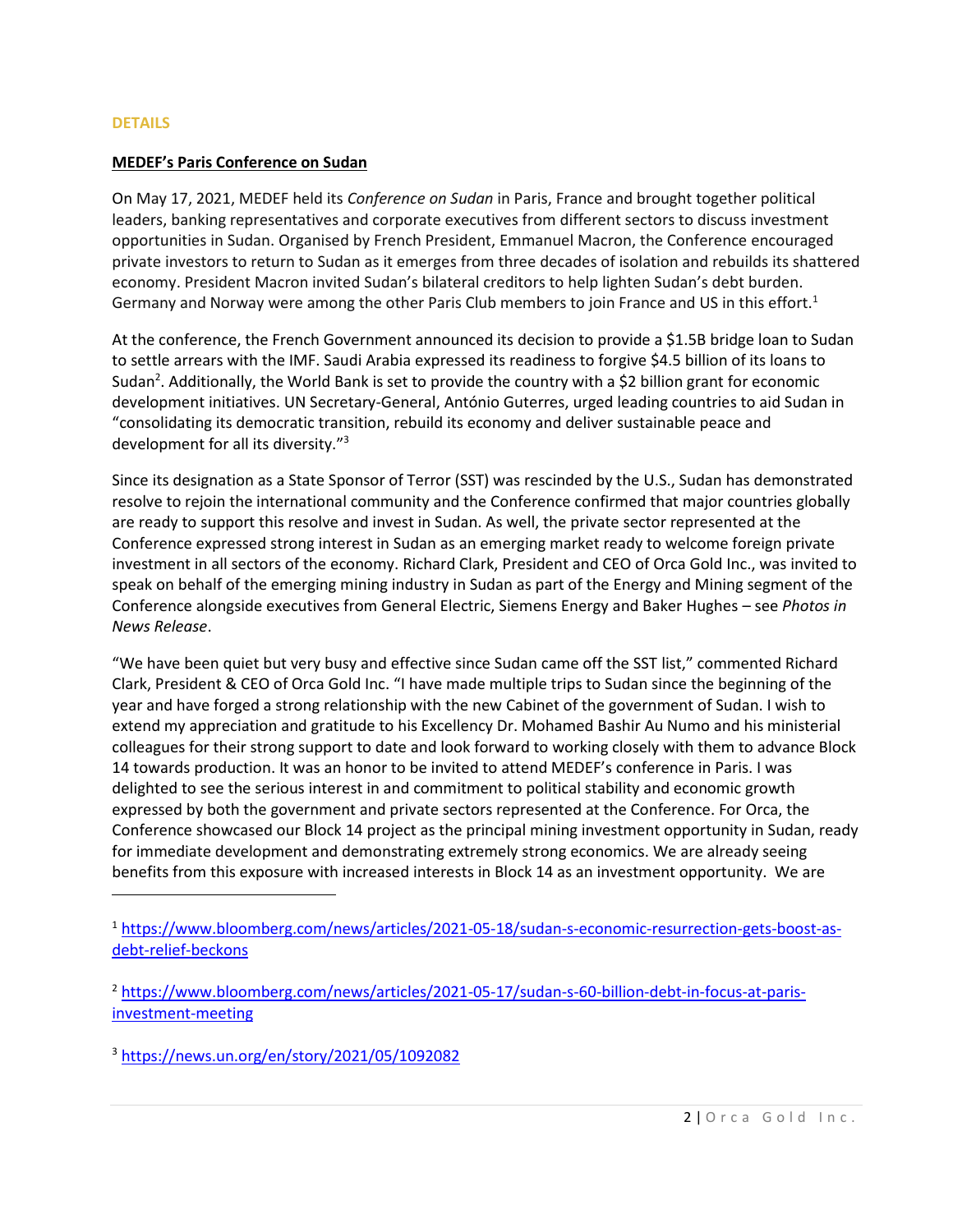**DETAILS**

**MEDEF's Paris Conference on Sudan**

On May 17, 2021, MEDEF held its *Conference on Sudan* in Paris, France and brought together political leaders, banking representatives and corporate executives from different sectors to discuss investment opportunities in Sudan. Organised by French President, Emmanuel Macron, the Conference encouraged private investors to return to Sudan as it emerges from three decades of isolation and rebuilds its shattered economy. President Macron invited Sudan's bilateral creditors to help lighten Sudan's debt burden. Germany and Norway were among the other Paris Club members to join France and US in this effort.[1]

At the conference, the French Government announced its decision to provide a $1.5B bridge loan to Sudan to settle arrears with the IMF. Saudi Arabia expressed its readiness to forgive $4.5 billion of its loans to Sudan[2]. Additionally, the World Bank is set to provide the country with a $2 billion grant for economic development initiatives. UN Secretary-General, António Guterres, urged leading countries to aid Sudan in "consolidating its democratic transition, rebuild its economy and deliver sustainable peace and development for all its diversity."[3]

Since its designation as a State Sponsor of Terror (SST) was rescinded by the U.S., Sudan has demonstrated resolve to rejoin the international community and the Conference confirmed that major countries globally are ready to support this resolve and invest in Sudan. As well, the private sector represented at the Conference expressed strong interest in Sudan as an emerging market ready to welcome foreign private investment in all sectors of the economy. Richard Clark, President and CEO of Orca Gold Inc., was invited to speak on behalf of the emerging mining industry in Sudan as part of the Energy and Mining segment of the Conference alongside executives from General Electric, Siemens Energy and Baker Hughes – see *Photos in News Release*.

"We have been quiet but very busy and effective since Sudan came off the SST list," commented Richard Clark, President & CEO of Orca Gold Inc. "I have made multiple trips to Sudan since the beginning of the year and have forged a strong relationship with the new Cabinet of the government of Sudan. I wish to extend my appreciation and gratitude to his Excellency Dr. Mohamed Bashir Au Numo and his ministerial colleagues for their strong support to date and look forward to working closely with them to advance Block 14 towards production. It was an honor to be invited to attend MEDEF's conference in Paris. I was delighted to see the serious interest in and commitment to political stability and economic growth expressed by both the government and private sectors represented at the Conference. For Orca, the Conference showcased our Block 14 project as the principal mining investment opportunity in Sudan, ready for immediate development and demonstrating extremely strong economics. We are already seeing benefits from this exposure with increased interests in Block 14 as an investment opportunity. We are

---

[1] https://www.bloomberg.com/news/articles/2021-05-18/sudan-s-economic-resurrection-gets-boost-as-debt-relief-beckons

[2] https://www.bloomberg.com/news/articles/2021-05-17/sudan-s-60-billion-debt-in-focus-at-paris-investment-meeting

[3] https://news.un.org/en/story/2021/05/1092082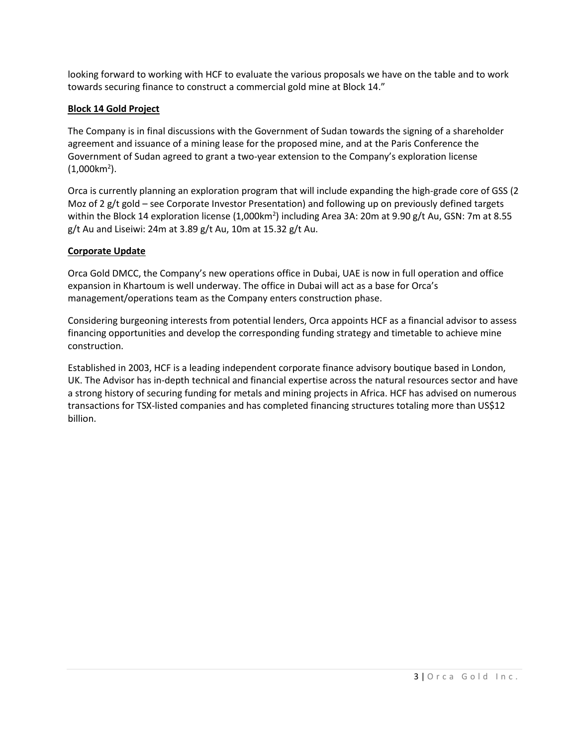looking forward to working with HCF to evaluate the various proposals we have on the table and to work towards securing finance to construct a commercial gold mine at Block 14."

**Block 14 Gold Project**

The Company is in final discussions with the Government of Sudan towards the signing of a shareholder agreement and issuance of a mining lease for the proposed mine, and at the Paris Conference the Government of Sudan agreed to grant a two-year extension to the Company's exploration license ($1{,}000km^2$).

Orca is currently planning an exploration program that will include expanding the high-grade core of GSS (2 Moz of 2 g/t gold – see Corporate Investor Presentation) and following up on previously defined targets within the Block 14 exploration license ($1{,}000km^2$) including Area 3A: 20m at 9.90 g/t Au, GSN: 7m at 8.55 g/t Au and Liseiwi: 24m at 3.89 g/t Au, 10m at 15.32 g/t Au.

**Corporate Update**

Orca Gold DMCC, the Company's new operations office in Dubai, UAE is now in full operation and office expansion in Khartoum is well underway. The office in Dubai will act as a base for Orca's management/operations team as the Company enters construction phase.

Considering burgeoning interests from potential lenders, Orca appoints HCF as a financial advisor to assess financing opportunities and develop the corresponding funding strategy and timetable to achieve mine construction.

Established in 2003, HCF is a leading independent corporate finance advisory boutique based in London, UK. The Advisor has in-depth technical and financial expertise across the natural resources sector and have a strong history of securing funding for metals and mining projects in Africa. HCF has advised on numerous transactions for TSX-listed companies and has completed financing structures totaling more than US$12 billion.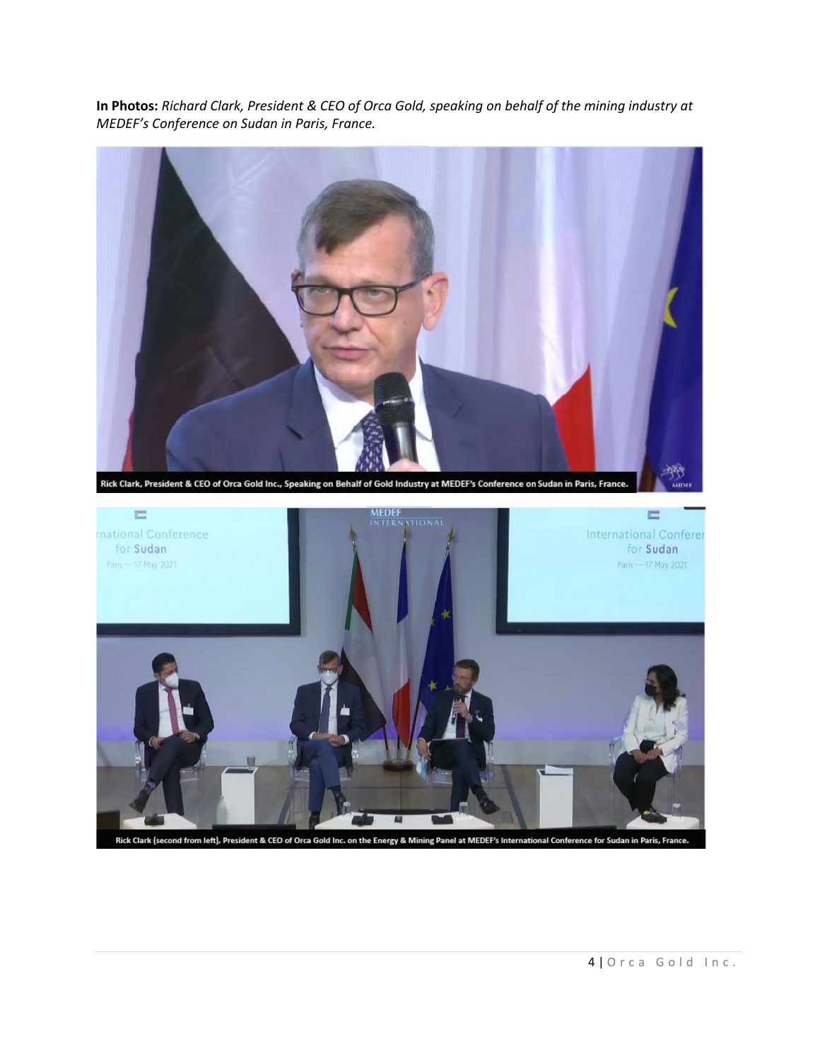**In Photos:** *Richard Clark, President & CEO of Orca Gold, speaking on behalf of the mining industry at MEDEF's Conference on Sudan in Paris, France.*

Rick Clark, President & CEO of Orca Gold Inc., Speaking on Behalf of Gold Industry at MEDEF's Conference on Sudan in Paris, France.

Rick Clark (second from left), President & CEO of Orca Gold Inc. on the Energy & Mining Panel at MEDEF's International Conference for Sudan in Paris, France.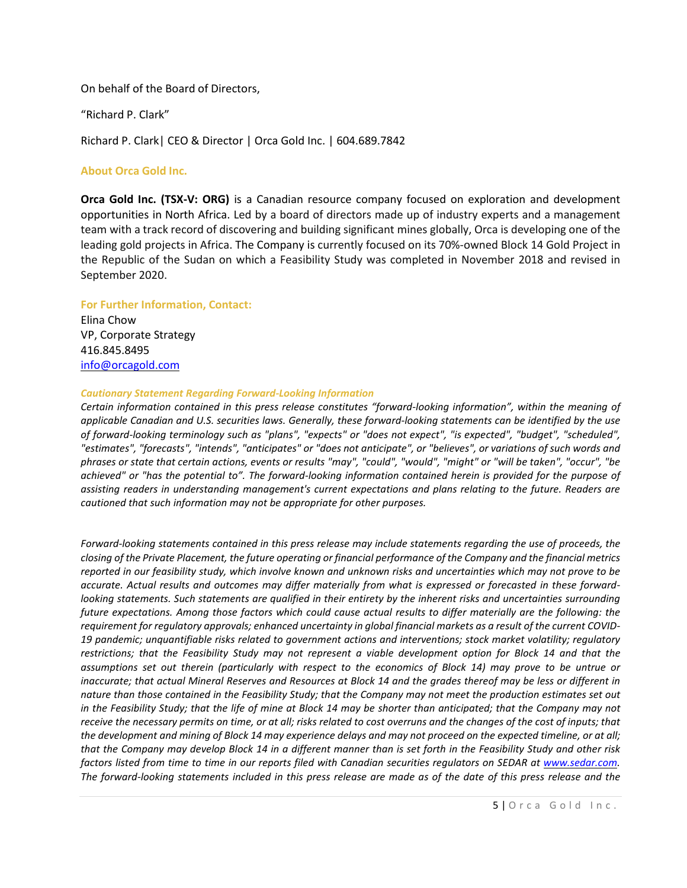On behalf of the Board of Directors,

"Richard P. Clark"

Richard P. Clark| CEO & Director | Orca Gold Inc. | 604.689.7842

### About Orca Gold Inc.

**Orca Gold Inc. (TSX-V: ORG)** is a Canadian resource company focused on exploration and development opportunities in North Africa. Led by a board of directors made up of industry experts and a management team with a track record of discovering and building significant mines globally, Orca is developing one of the leading gold projects in Africa. The Company is currently focused on its 70%-owned Block 14 Gold Project in the Republic of the Sudan on which a Feasibility Study was completed in November 2018 and revised in September 2020.

### For Further Information, Contact:

Elina Chow
VP, Corporate Strategy
416.845.8495
info@orcagold.com

#### *Cautionary Statement Regarding Forward-Looking Information*

*Certain information contained in this press release constitutes "forward-looking information", within the meaning of applicable Canadian and U.S. securities laws. Generally, these forward-looking statements can be identified by the use of forward-looking terminology such as "plans", "expects" or "does not expect", "is expected", "budget", "scheduled", "estimates", "forecasts", "intends", "anticipates" or "does not anticipate", or "believes", or variations of such words and phrases or state that certain actions, events or results "may", "could", "would", "might" or "will be taken", "occur", "be achieved" or "has the potential to". The forward-looking information contained herein is provided for the purpose of assisting readers in understanding management's current expectations and plans relating to the future. Readers are cautioned that such information may not be appropriate for other purposes.*

*Forward-looking statements contained in this press release may include statements regarding the use of proceeds, the closing of the Private Placement, the future operating or financial performance of the Company and the financial metrics reported in our feasibility study, which involve known and unknown risks and uncertainties which may not prove to be accurate. Actual results and outcomes may differ materially from what is expressed or forecasted in these forward-looking statements. Such statements are qualified in their entirety by the inherent risks and uncertainties surrounding future expectations. Among those factors which could cause actual results to differ materially are the following: the requirement for regulatory approvals; enhanced uncertainty in global financial markets as a result of the current COVID-19 pandemic; unquantifiable risks related to government actions and interventions; stock market volatility; regulatory restrictions; that the Feasibility Study may not represent a viable development option for Block 14 and that the assumptions set out therein (particularly with respect to the economics of Block 14) may prove to be untrue or inaccurate; that actual Mineral Reserves and Resources at Block 14 and the grades thereof may be less or different in nature than those contained in the Feasibility Study; that the Company may not meet the production estimates set out in the Feasibility Study; that the life of mine at Block 14 may be shorter than anticipated; that the Company may not receive the necessary permits on time, or at all; risks related to cost overruns and the changes of the cost of inputs; that the development and mining of Block 14 may experience delays and may not proceed on the expected timeline, or at all; that the Company may develop Block 14 in a different manner than is set forth in the Feasibility Study and other risk factors listed from time to time in our reports filed with Canadian securities regulators on SEDAR at www.sedar.com. The forward-looking statements included in this press release are made as of the date of this press release and the*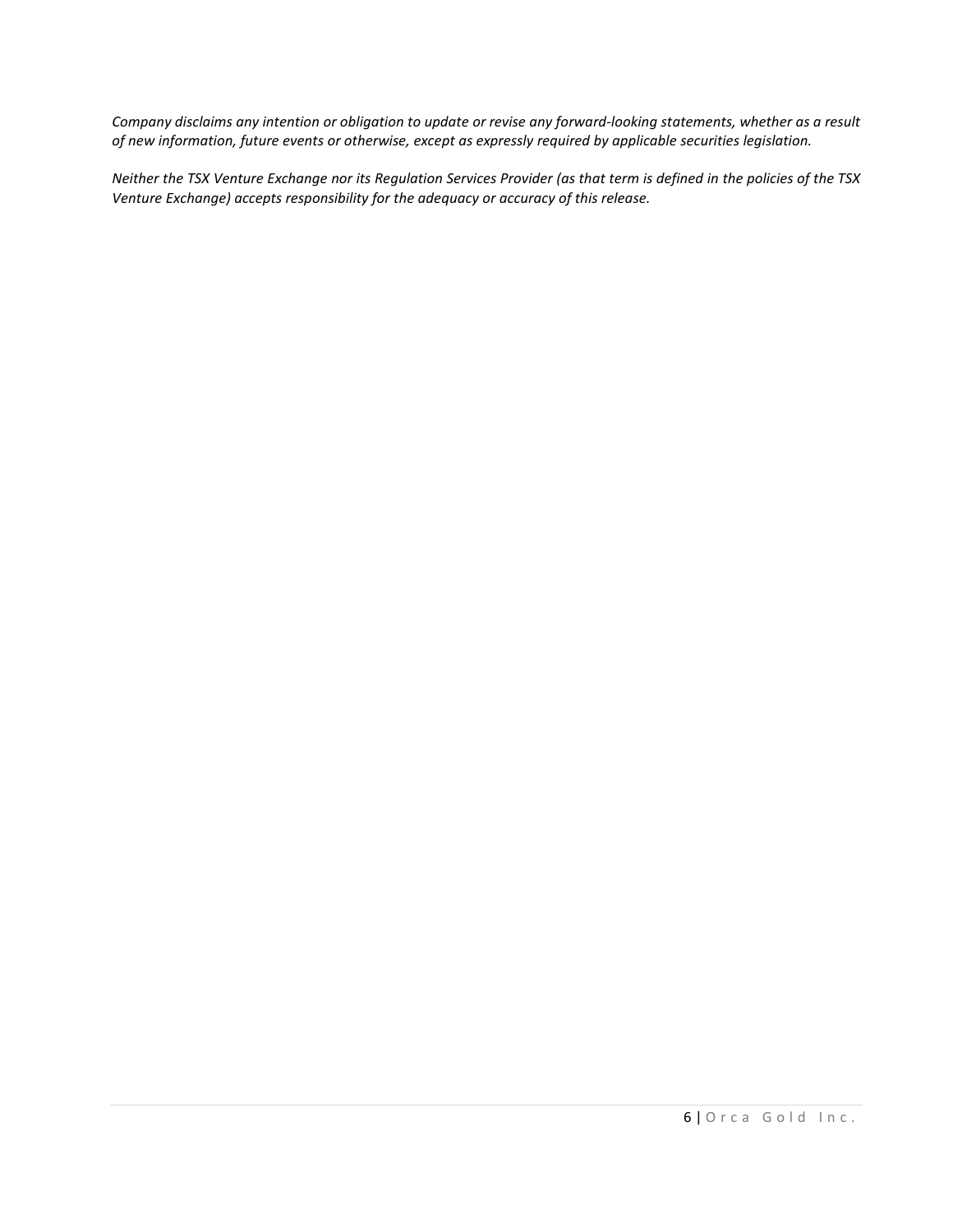*Company disclaims any intention or obligation to update or revise any forward-looking statements, whether as a result of new information, future events or otherwise, except as expressly required by applicable securities legislation.*

*Neither the TSX Venture Exchange nor its Regulation Services Provider (as that term is defined in the policies of the TSX Venture Exchange) accepts responsibility for the adequacy or accuracy of this release.*